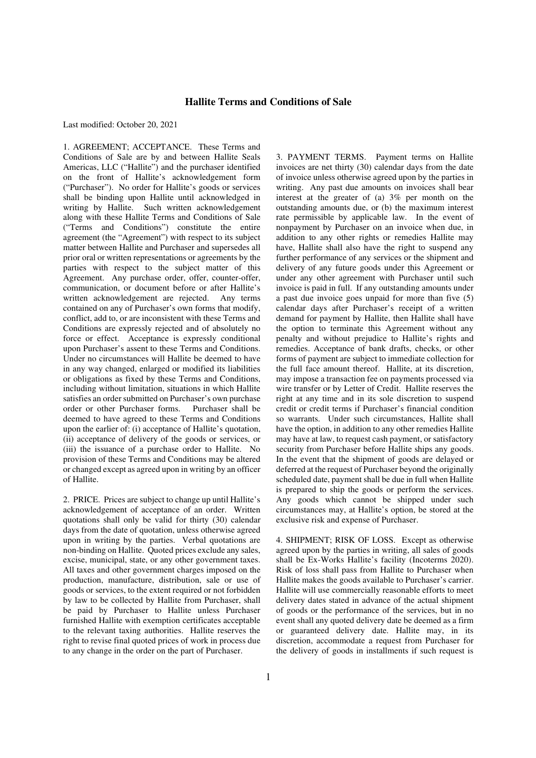# Hallite Terms and Conditions of Sale

Last modified: October 20, 2021

1. AGREEMENT; ACCEPTANCE. These Terms and Conditions of Sale are by and between Hallite Seals Americas, LLC ("Hallite") and the purchaser identified on the front of Hallite's acknowledgement form ("Purchaser"). No order for Hallite's goods or services shall be binding upon Hallite until acknowledged in writing by Hallite. Such written acknowledgement along with these Hallite Terms and Conditions of Sale ("Terms and Conditions") constitute the entire agreement (the "Agreement") with respect to its subject matter between Hallite and Purchaser and supersedes all prior oral or written representations or agreements by the parties with respect to the subject matter of this Agreement. Any purchase order, offer, counter-offer, communication, or document before or after Hallite's written acknowledgement are rejected. Any terms contained on any of Purchaser's own forms that modify, conflict, add to, or are inconsistent with these Terms and Conditions are expressly rejected and of absolutely no force or effect. Acceptance is expressly conditional upon Purchaser's assent to these Terms and Conditions. Under no circumstances will Hallite be deemed to have in any way changed, enlarged or modified its liabilities or obligations as fixed by these Terms and Conditions, including without limitation, situations in which Hallite satisfies an order submitted on Purchaser's own purchase order or other Purchaser forms. Purchaser shall be deemed to have agreed to these Terms and Conditions upon the earlier of: (i) acceptance of Hallite's quotation, (ii) acceptance of delivery of the goods or services, or (iii) the issuance of a purchase order to Hallite. No provision of these Terms and Conditions may be altered or changed except as agreed upon in writing by an officer of Hallite.

2. PRICE. Prices are subject to change up until Hallite's acknowledgement of acceptance of an order. Written quotations shall only be valid for thirty (30) calendar days from the date of quotation, unless otherwise agreed upon in writing by the parties. Verbal quotations are non-binding on Hallite. Quoted prices exclude any sales, excise, municipal, state, or any other government taxes. All taxes and other government charges imposed on the production, manufacture, distribution, sale or use of goods or services, to the extent required or not forbidden by law to be collected by Hallite from Purchaser, shall be paid by Purchaser to Hallite unless Purchaser furnished Hallite with exemption certificates acceptable to the relevant taxing authorities. Hallite reserves the right to revise final quoted prices of work in process due to any change in the order on the part of Purchaser.

3. PAYMENT TERMS. Payment terms on Hallite invoices are net thirty (30) calendar days from the date of invoice unless otherwise agreed upon by the parties in writing. Any past due amounts on invoices shall bear interest at the greater of (a) 3% per month on the outstanding amounts due, or (b) the maximum interest rate permissible by applicable law. In the event of nonpayment by Purchaser on an invoice when due, in addition to any other rights or remedies Hallite may have, Hallite shall also have the right to suspend any further performance of any services or the shipment and delivery of any future goods under this Agreement or under any other agreement with Purchaser until such invoice is paid in full. If any outstanding amounts under a past due invoice goes unpaid for more than five (5) calendar days after Purchaser's receipt of a written demand for payment by Hallite, then Hallite shall have the option to terminate this Agreement without any penalty and without prejudice to Hallite's rights and remedies. Acceptance of bank drafts, checks, or other forms of payment are subject to immediate collection for the full face amount thereof. Hallite, at its discretion, may impose a transaction fee on payments processed via wire transfer or by Letter of Credit. Hallite reserves the right at any time and in its sole discretion to suspend credit or credit terms if Purchaser's financial condition so warrants. Under such circumstances, Hallite shall have the option, in addition to any other remedies Hallite may have at law, to request cash payment, or satisfactory security from Purchaser before Hallite ships any goods. In the event that the shipment of goods are delayed or deferred at the request of Purchaser beyond the originally scheduled date, payment shall be due in full when Hallite is prepared to ship the goods or perform the services. Any goods which cannot be shipped under such circumstances may, at Hallite's option, be stored at the exclusive risk and expense of Purchaser.

4. SHIPMENT; RISK OF LOSS. Except as otherwise agreed upon by the parties in writing, all sales of goods shall be Ex-Works Hallite's facility (Incoterms 2020). Risk of loss shall pass from Hallite to Purchaser when Hallite makes the goods available to Purchaser's carrier. Hallite will use commercially reasonable efforts to meet delivery dates stated in advance of the actual shipment of goods or the performance of the services, but in no event shall any quoted delivery date be deemed as a firm or guaranteed delivery date. Hallite may, in its discretion, accommodate a request from Purchaser for the delivery of goods in installments if such request is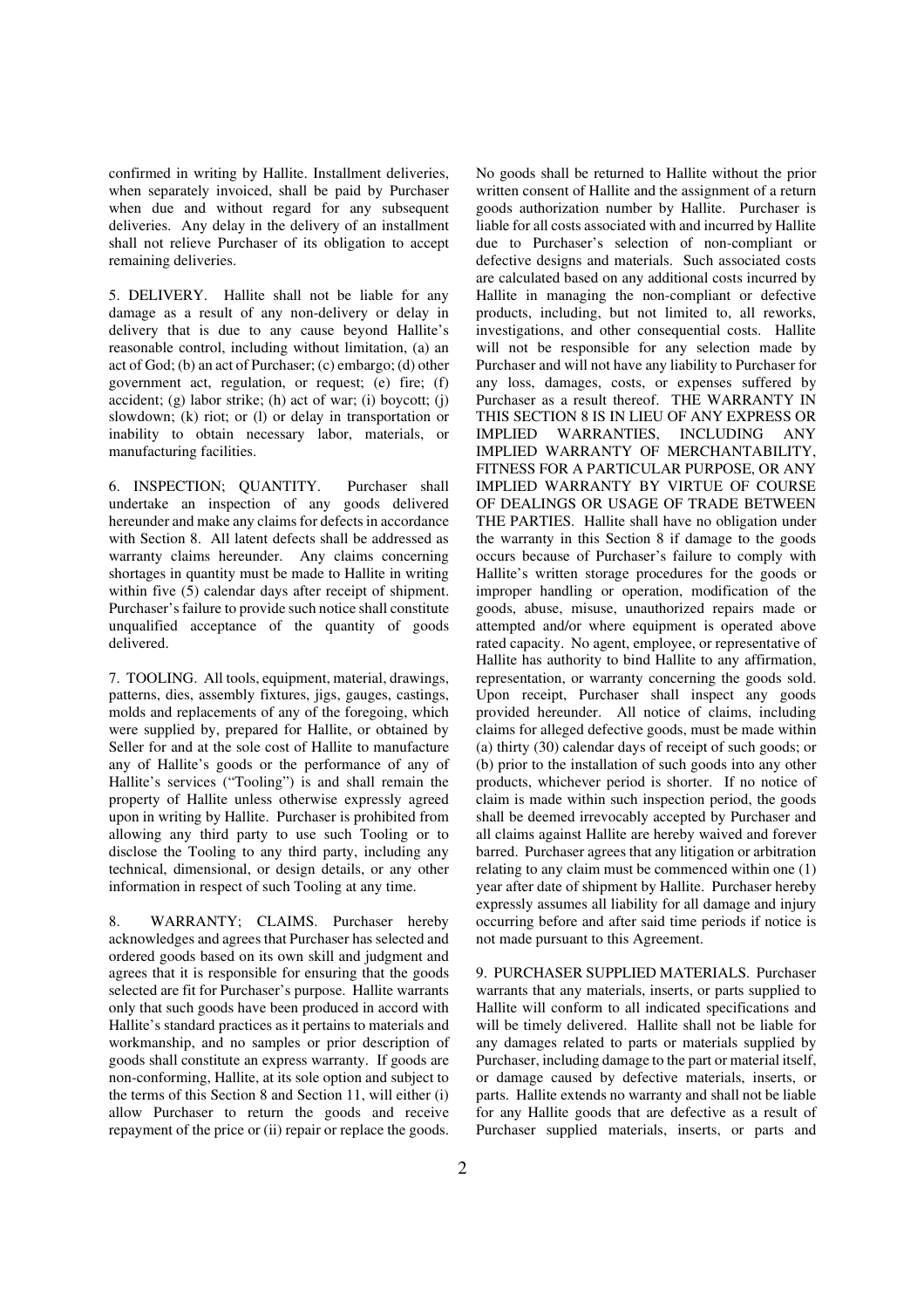confirmed in writing by Hallite. Installment deliveries, when separately invoiced, shall be paid by Purchaser when due and without regard for any subsequent deliveries. Any delay in the delivery of an installment shall not relieve Purchaser of its obligation to accept remaining deliveries.

5. DELIVERY. Hallite shall not be liable for any damage as a result of any non-delivery or delay in delivery that is due to any cause beyond Hallite's reasonable control, including without limitation, (a) an act of God; (b) an act of Purchaser; (c) embargo; (d) other government act, regulation, or request; (e) fire; (f) accident; (g) labor strike; (h) act of war; (i) boycott; (j) slowdown; (k) riot; or (l) or delay in transportation or inability to obtain necessary labor, materials, or manufacturing facilities.

6. INSPECTION; QUANTITY. Purchaser shall undertake an inspection of any goods delivered hereunder and make any claims for defects in accordance with Section 8. All latent defects shall be addressed as warranty claims hereunder. Any claims concerning shortages in quantity must be made to Hallite in writing within five (5) calendar days after receipt of shipment. Purchaser's failure to provide such notice shall constitute unqualified acceptance of the quantity of goods delivered.

7. TOOLING. All tools, equipment, material, drawings, patterns, dies, assembly fixtures, jigs, gauges, castings, molds and replacements of any of the foregoing, which were supplied by, prepared for Hallite, or obtained by Seller for and at the sole cost of Hallite to manufacture any of Hallite's goods or the performance of any of Hallite's services ("Tooling") is and shall remain the property of Hallite unless otherwise expressly agreed upon in writing by Hallite. Purchaser is prohibited from allowing any third party to use such Tooling or to disclose the Tooling to any third party, including any technical, dimensional, or design details, or any other information in respect of such Tooling at any time.

8. WARRANTY; CLAIMS. Purchaser hereby acknowledges and agrees that Purchaser has selected and ordered goods based on its own skill and judgment and agrees that it is responsible for ensuring that the goods selected are fit for Purchaser's purpose. Hallite warrants only that such goods have been produced in accord with Hallite's standard practices as it pertains to materials and workmanship, and no samples or prior description of goods shall constitute an express warranty. If goods are non-conforming, Hallite, at its sole option and subject to the terms of this Section 8 and Section 11, will either (i) allow Purchaser to return the goods and receive repayment of the price or (ii) repair or replace the goods. No goods shall be returned to Hallite without the prior written consent of Hallite and the assignment of a return goods authorization number by Hallite. Purchaser is liable for all costs associated with and incurred by Hallite due to Purchaser's selection of non-compliant or defective designs and materials. Such associated costs are calculated based on any additional costs incurred by Hallite in managing the non-compliant or defective products, including, but not limited to, all reworks, investigations, and other consequential costs. Hallite will not be responsible for any selection made by Purchaser and will not have any liability to Purchaser for any loss, damages, costs, or expenses suffered by Purchaser as a result thereof. THE WARRANTY IN THIS SECTION 8 IS IN LIEU OF ANY EXPRESS OR IMPLIED WARRANTIES, INCLUDING ANY IMPLIED WARRANTY OF MERCHANTABILITY, FITNESS FOR A PARTICULAR PURPOSE, OR ANY IMPLIED WARRANTY BY VIRTUE OF COURSE OF DEALINGS OR USAGE OF TRADE BETWEEN THE PARTIES. Hallite shall have no obligation under the warranty in this Section 8 if damage to the goods occurs because of Purchaser's failure to comply with Hallite's written storage procedures for the goods or improper handling or operation, modification of the goods, abuse, misuse, unauthorized repairs made or attempted and/or where equipment is operated above rated capacity. No agent, employee, or representative of Hallite has authority to bind Hallite to any affirmation, representation, or warranty concerning the goods sold. Upon receipt, Purchaser shall inspect any goods provided hereunder. All notice of claims, including claims for alleged defective goods, must be made within (a) thirty (30) calendar days of receipt of such goods; or (b) prior to the installation of such goods into any other products, whichever period is shorter. If no notice of claim is made within such inspection period, the goods shall be deemed irrevocably accepted by Purchaser and all claims against Hallite are hereby waived and forever barred. Purchaser agrees that any litigation or arbitration relating to any claim must be commenced within one (1) year after date of shipment by Hallite. Purchaser hereby expressly assumes all liability for all damage and injury occurring before and after said time periods if notice is not made pursuant to this Agreement.

9. PURCHASER SUPPLIED MATERIALS. Purchaser warrants that any materials, inserts, or parts supplied to Hallite will conform to all indicated specifications and will be timely delivered. Hallite shall not be liable for any damages related to parts or materials supplied by Purchaser, including damage to the part or material itself, or damage caused by defective materials, inserts, or parts. Hallite extends no warranty and shall not be liable for any Hallite goods that are defective as a result of Purchaser supplied materials, inserts, or parts and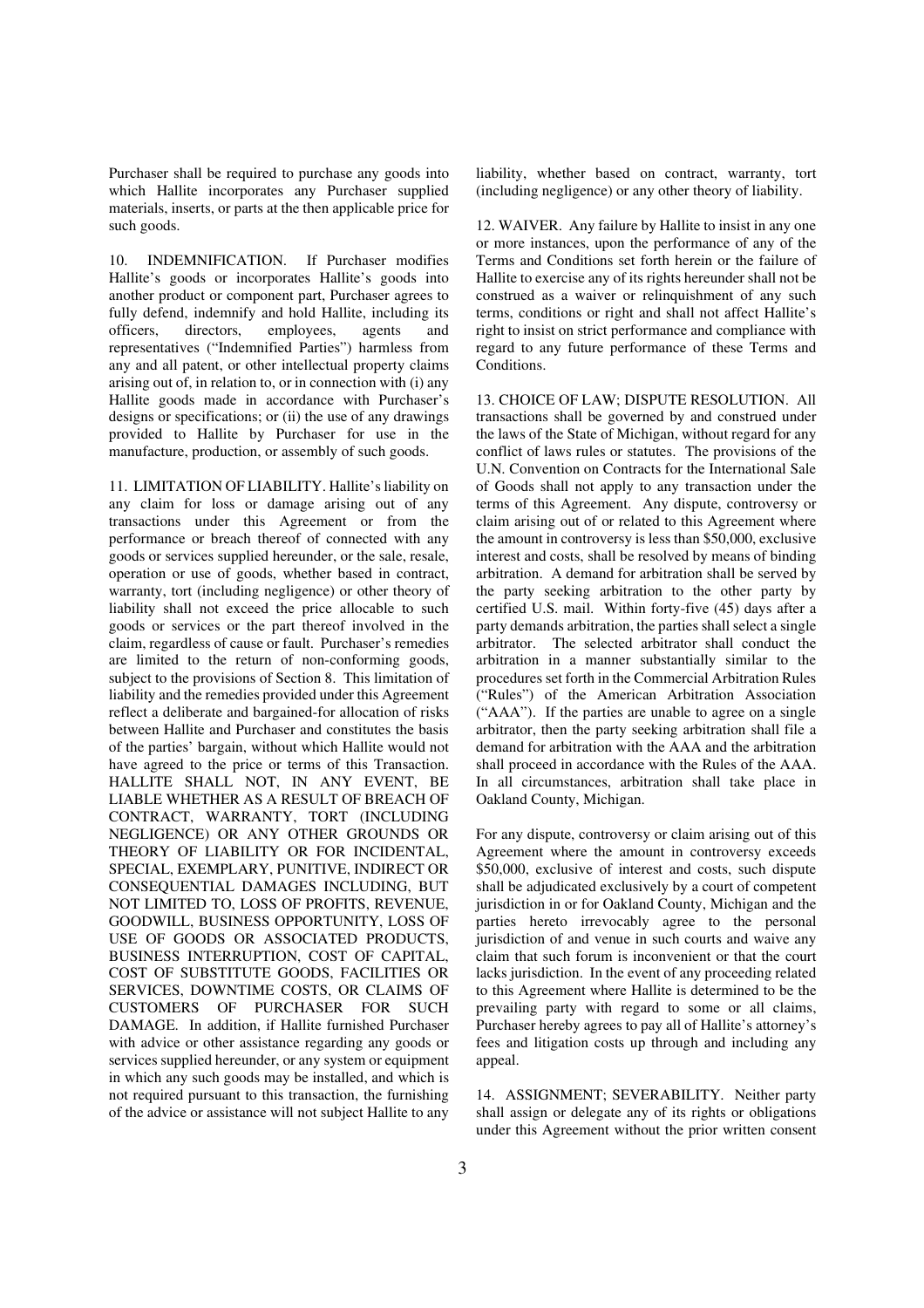Purchaser shall be required to purchase any goods into which Hallite incorporates any Purchaser supplied materials, inserts, or parts at the then applicable price for such goods.

10. INDEMNIFICATION. If Purchaser modifies Hallite's goods or incorporates Hallite's goods into another product or component part, Purchaser agrees to fully defend, indemnify and hold Hallite, including its officers, directors, employees, agents and representatives ("Indemnified Parties") harmless from any and all patent, or other intellectual property claims arising out of, in relation to, or in connection with (i) any Hallite goods made in accordance with Purchaser's designs or specifications; or (ii) the use of any drawings provided to Hallite by Purchaser for use in the manufacture, production, or assembly of such goods.

11. LIMITATION OF LIABILITY. Hallite's liability on any claim for loss or damage arising out of any transactions under this Agreement or from the performance or breach thereof of connected with any goods or services supplied hereunder, or the sale, resale, operation or use of goods, whether based in contract, warranty, tort (including negligence) or other theory of liability shall not exceed the price allocable to such goods or services or the part thereof involved in the claim, regardless of cause or fault. Purchaser's remedies are limited to the return of non-conforming goods, subject to the provisions of Section 8. This limitation of liability and the remedies provided under this Agreement reflect a deliberate and bargained-for allocation of risks between Hallite and Purchaser and constitutes the basis of the parties' bargain, without which Hallite would not have agreed to the price or terms of this Transaction. HALLITE SHALL NOT, IN ANY EVENT, BE LIABLE WHETHER AS A RESULT OF BREACH OF CONTRACT, WARRANTY, TORT (INCLUDING NEGLIGENCE) OR ANY OTHER GROUNDS OR THEORY OF LIABILITY OR FOR INCIDENTAL, SPECIAL, EXEMPLARY, PUNITIVE, INDIRECT OR CONSEQUENTIAL DAMAGES INCLUDING, BUT NOT LIMITED TO, LOSS OF PROFITS, REVENUE, GOODWILL, BUSINESS OPPORTUNITY, LOSS OF USE OF GOODS OR ASSOCIATED PRODUCTS, BUSINESS INTERRUPTION, COST OF CAPITAL, COST OF SUBSTITUTE GOODS, FACILITIES OR SERVICES, DOWNTIME COSTS, OR CLAIMS OF CUSTOMERS OF PURCHASER FOR SUCH DAMAGE. In addition, if Hallite furnished Purchaser with advice or other assistance regarding any goods or services supplied hereunder, or any system or equipment in which any such goods may be installed, and which is not required pursuant to this transaction, the furnishing of the advice or assistance will not subject Hallite to any liability, whether based on contract, warranty, tort (including negligence) or any other theory of liability.

12. WAIVER. Any failure by Hallite to insist in any one or more instances, upon the performance of any of the Terms and Conditions set forth herein or the failure of Hallite to exercise any of its rights hereunder shall not be construed as a waiver or relinquishment of any such terms, conditions or right and shall not affect Hallite's right to insist on strict performance and compliance with regard to any future performance of these Terms and Conditions.

13. CHOICE OF LAW; DISPUTE RESOLUTION. All transactions shall be governed by and construed under the laws of the State of Michigan, without regard for any conflict of laws rules or statutes. The provisions of the U.N. Convention on Contracts for the International Sale of Goods shall not apply to any transaction under the terms of this Agreement. Any dispute, controversy or claim arising out of or related to this Agreement where the amount in controversy is less than $50,000, exclusive interest and costs, shall be resolved by means of binding arbitration. A demand for arbitration shall be served by the party seeking arbitration to the other party by certified U.S. mail. Within forty-five (45) days after a party demands arbitration, the parties shall select a single arbitrator. The selected arbitrator shall conduct the arbitration in a manner substantially similar to the procedures set forth in the Commercial Arbitration Rules ("Rules") of the American Arbitration Association ("AAA"). If the parties are unable to agree on a single arbitrator, then the party seeking arbitration shall file a demand for arbitration with the AAA and the arbitration shall proceed in accordance with the Rules of the AAA. In all circumstances, arbitration shall take place in Oakland County, Michigan.

For any dispute, controversy or claim arising out of this Agreement where the amount in controversy exceeds $50,000, exclusive of interest and costs, such dispute shall be adjudicated exclusively by a court of competent jurisdiction in or for Oakland County, Michigan and the parties hereto irrevocably agree to the personal jurisdiction of and venue in such courts and waive any claim that such forum is inconvenient or that the court lacks jurisdiction. In the event of any proceeding related to this Agreement where Hallite is determined to be the prevailing party with regard to some or all claims, Purchaser hereby agrees to pay all of Hallite's attorney's fees and litigation costs up through and including any appeal.

14. ASSIGNMENT; SEVERABILITY. Neither party shall assign or delegate any of its rights or obligations under this Agreement without the prior written consent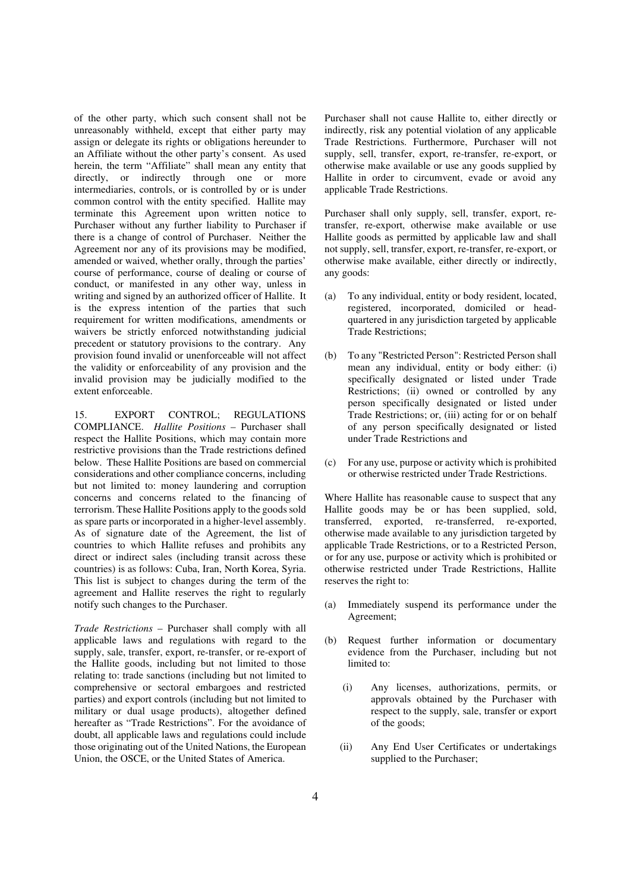of the other party, which such consent shall not be unreasonably withheld, except that either party may assign or delegate its rights or obligations hereunder to an Affiliate without the other party's consent. As used herein, the term "Affiliate" shall mean any entity that directly, or indirectly through one or more intermediaries, controls, or is controlled by or is under common control with the entity specified. Hallite may terminate this Agreement upon written notice to Purchaser without any further liability to Purchaser if there is a change of control of Purchaser. Neither the Agreement nor any of its provisions may be modified, amended or waived, whether orally, through the parties' course of performance, course of dealing or course of conduct, or manifested in any other way, unless in writing and signed by an authorized officer of Hallite. It is the express intention of the parties that such requirement for written modifications, amendments or waivers be strictly enforced notwithstanding judicial precedent or statutory provisions to the contrary. Any provision found invalid or unenforceable will not affect the validity or enforceability of any provision and the invalid provision may be judicially modified to the extent enforceable.

15. EXPORT CONTROL; REGULATIONS COMPLIANCE. *Hallite Positions* – Purchaser shall respect the Hallite Positions, which may contain more restrictive provisions than the Trade restrictions defined below. These Hallite Positions are based on commercial considerations and other compliance concerns, including but not limited to: money laundering and corruption concerns and concerns related to the financing of terrorism. These Hallite Positions apply to the goods sold as spare parts or incorporated in a higher-level assembly. As of signature date of the Agreement, the list of countries to which Hallite refuses and prohibits any direct or indirect sales (including transit across these countries) is as follows: Cuba, Iran, North Korea, Syria. This list is subject to changes during the term of the agreement and Hallite reserves the right to regularly notify such changes to the Purchaser.

*Trade Restrictions* – Purchaser shall comply with all applicable laws and regulations with regard to the supply, sale, transfer, export, re-transfer, or re-export of the Hallite goods, including but not limited to those relating to: trade sanctions (including but not limited to comprehensive or sectoral embargoes and restricted parties) and export controls (including but not limited to military or dual usage products), altogether defined hereafter as "Trade Restrictions". For the avoidance of doubt, all applicable laws and regulations could include those originating out of the United Nations, the European Union, the OSCE, or the United States of America.

Purchaser shall not cause Hallite to, either directly or indirectly, risk any potential violation of any applicable Trade Restrictions. Furthermore, Purchaser will not supply, sell, transfer, export, re-transfer, re-export, or otherwise make available or use any goods supplied by Hallite in order to circumvent, evade or avoid any applicable Trade Restrictions.

Purchaser shall only supply, sell, transfer, export, re-transfer, re-export, otherwise make available or use Hallite goods as permitted by applicable law and shall not supply, sell, transfer, export, re-transfer, re-export, or otherwise make available, either directly or indirectly, any goods:

(a) To any individual, entity or body resident, located, registered, incorporated, domiciled or head-quartered in any jurisdiction targeted by applicable Trade Restrictions;

(b) To any "Restricted Person": Restricted Person shall mean any individual, entity or body either: (i) specifically designated or listed under Trade Restrictions; (ii) owned or controlled by any person specifically designated or listed under Trade Restrictions; or, (iii) acting for or on behalf of any person specifically designated or listed under Trade Restrictions and

(c) For any use, purpose or activity which is prohibited or otherwise restricted under Trade Restrictions.

Where Hallite has reasonable cause to suspect that any Hallite goods may be or has been supplied, sold, transferred, exported, re-transferred, re-exported, otherwise made available to any jurisdiction targeted by applicable Trade Restrictions, or to a Restricted Person, or for any use, purpose or activity which is prohibited or otherwise restricted under Trade Restrictions, Hallite reserves the right to:

(a) Immediately suspend its performance under the Agreement;

(b) Request further information or documentary evidence from the Purchaser, including but not limited to:

   (i) Any licenses, authorizations, permits, or approvals obtained by the Purchaser with respect to the supply, sale, transfer or export of the goods;

   (ii) Any End User Certificates or undertakings supplied to the Purchaser;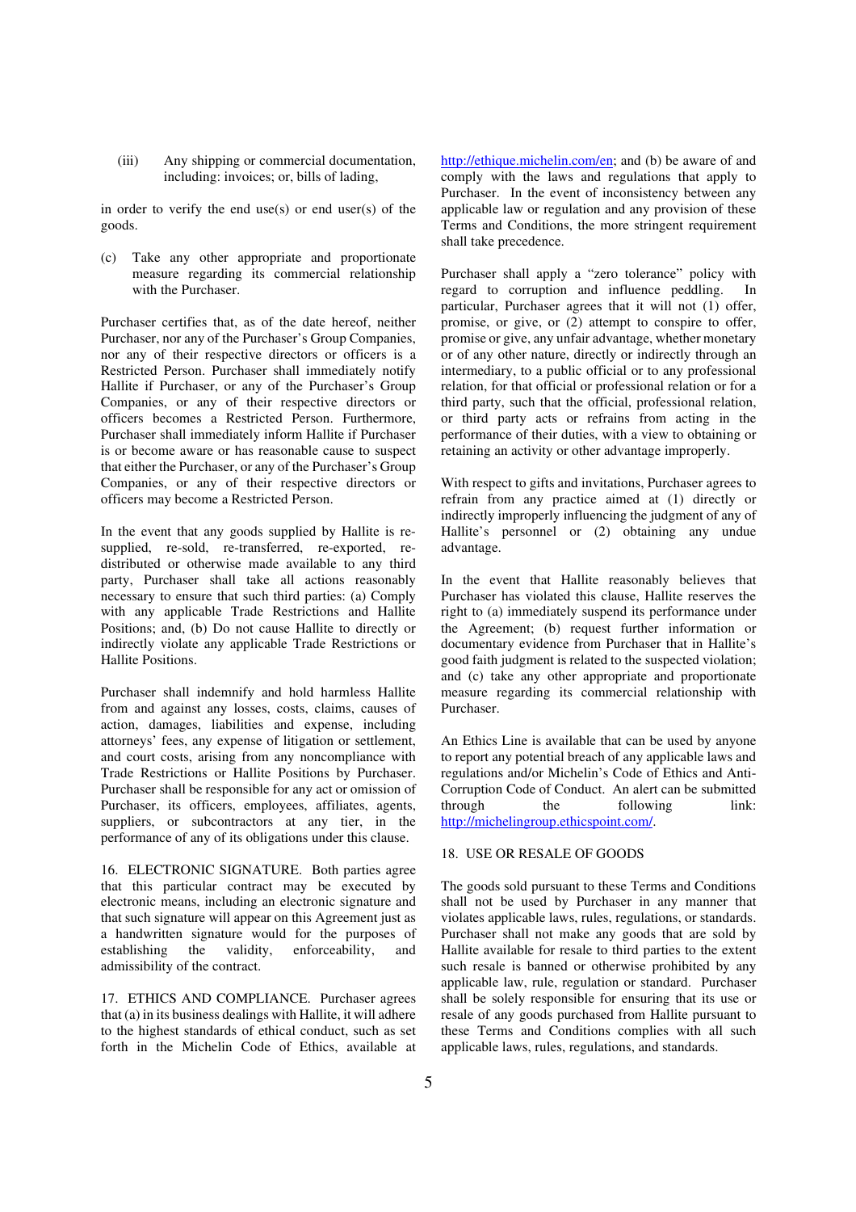(iii) Any shipping or commercial documentation, including: invoices; or, bills of lading,

in order to verify the end use(s) or end user(s) of the goods.

(c) Take any other appropriate and proportionate measure regarding its commercial relationship with the Purchaser.

Purchaser certifies that, as of the date hereof, neither Purchaser, nor any of the Purchaser's Group Companies, nor any of their respective directors or officers is a Restricted Person. Purchaser shall immediately notify Hallite if Purchaser, or any of the Purchaser's Group Companies, or any of their respective directors or officers becomes a Restricted Person. Furthermore, Purchaser shall immediately inform Hallite if Purchaser is or become aware or has reasonable cause to suspect that either the Purchaser, or any of the Purchaser's Group Companies, or any of their respective directors or officers may become a Restricted Person.

In the event that any goods supplied by Hallite is re-supplied, re-sold, re-transferred, re-exported, re-distributed or otherwise made available to any third party, Purchaser shall take all actions reasonably necessary to ensure that such third parties: (a) Comply with any applicable Trade Restrictions and Hallite Positions; and, (b) Do not cause Hallite to directly or indirectly violate any applicable Trade Restrictions or Hallite Positions.

Purchaser shall indemnify and hold harmless Hallite from and against any losses, costs, claims, causes of action, damages, liabilities and expense, including attorneys' fees, any expense of litigation or settlement, and court costs, arising from any noncompliance with Trade Restrictions or Hallite Positions by Purchaser. Purchaser shall be responsible for any act or omission of Purchaser, its officers, employees, affiliates, agents, suppliers, or subcontractors at any tier, in the performance of any of its obligations under this clause.

16. ELECTRONIC SIGNATURE. Both parties agree that this particular contract may be executed by electronic means, including an electronic signature and that such signature will appear on this Agreement just as a handwritten signature would for the purposes of establishing the validity, enforceability, and admissibility of the contract.

17. ETHICS AND COMPLIANCE. Purchaser agrees that (a) in its business dealings with Hallite, it will adhere to the highest standards of ethical conduct, such as set forth in the Michelin Code of Ethics, available at http://ethique.michelin.com/en; and (b) be aware of and comply with the laws and regulations that apply to Purchaser. In the event of inconsistency between any applicable law or regulation and any provision of these Terms and Conditions, the more stringent requirement shall take precedence.

Purchaser shall apply a "zero tolerance" policy with regard to corruption and influence peddling. In particular, Purchaser agrees that it will not (1) offer, promise, or give, or (2) attempt to conspire to offer, promise or give, any unfair advantage, whether monetary or of any other nature, directly or indirectly through an intermediary, to a public official or to any professional relation, for that official or professional relation or for a third party, such that the official, professional relation, or third party acts or refrains from acting in the performance of their duties, with a view to obtaining or retaining an activity or other advantage improperly.

With respect to gifts and invitations, Purchaser agrees to refrain from any practice aimed at (1) directly or indirectly improperly influencing the judgment of any of Hallite's personnel or (2) obtaining any undue advantage.

In the event that Hallite reasonably believes that Purchaser has violated this clause, Hallite reserves the right to (a) immediately suspend its performance under the Agreement; (b) request further information or documentary evidence from Purchaser that in Hallite's good faith judgment is related to the suspected violation; and (c) take any other appropriate and proportionate measure regarding its commercial relationship with Purchaser.

An Ethics Line is available that can be used by anyone to report any potential breach of any applicable laws and regulations and/or Michelin's Code of Ethics and Anti-Corruption Code of Conduct. An alert can be submitted through the following link: http://michelingroup.ethicspoint.com/.

18. USE OR RESALE OF GOODS

The goods sold pursuant to these Terms and Conditions shall not be used by Purchaser in any manner that violates applicable laws, rules, regulations, or standards. Purchaser shall not make any goods that are sold by Hallite available for resale to third parties to the extent such resale is banned or otherwise prohibited by any applicable law, rule, regulation or standard. Purchaser shall be solely responsible for ensuring that its use or resale of any goods purchased from Hallite pursuant to these Terms and Conditions complies with all such applicable laws, rules, regulations, and standards.